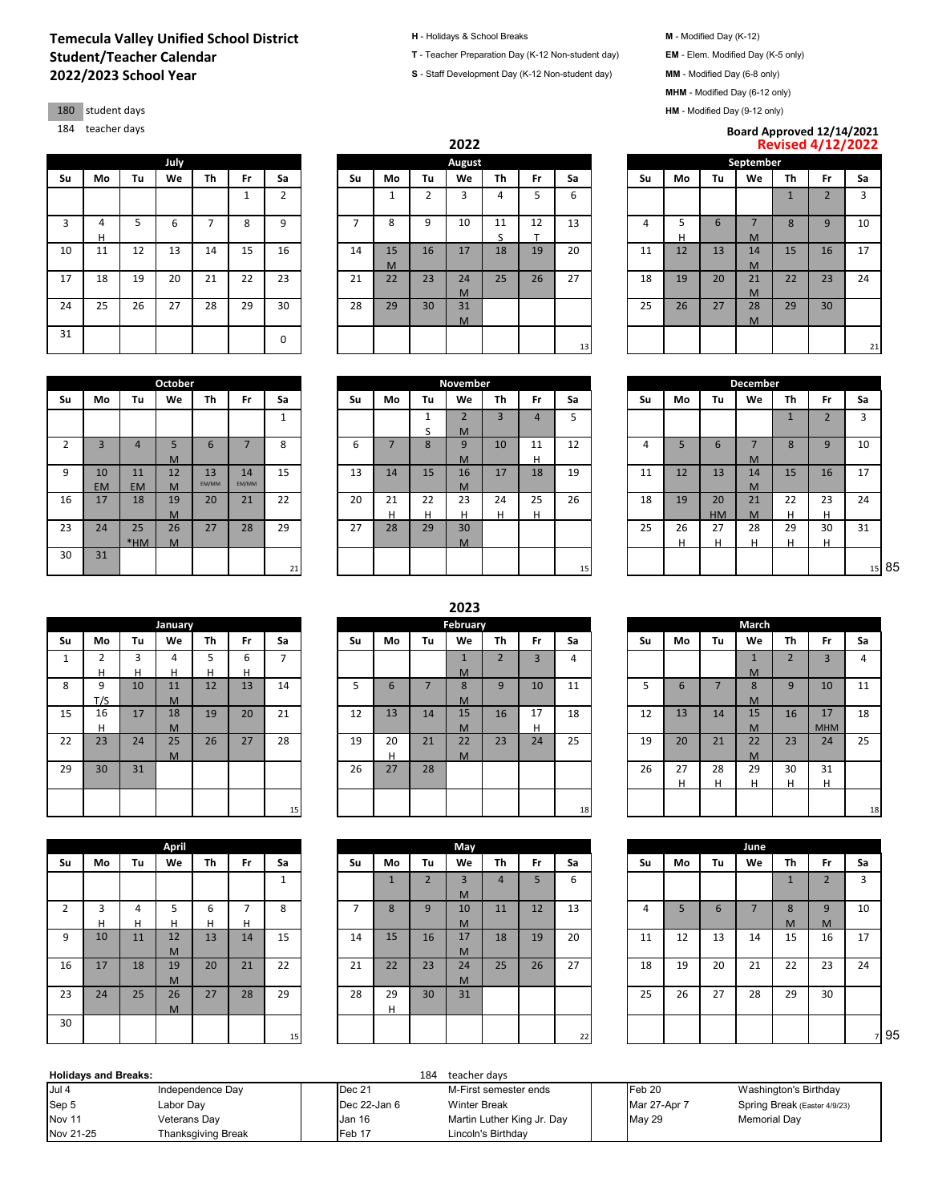# Temecula Valley Unified School District
## Student/Teacher Calendar
## 2022/2023 School Year

180 student days
184 teacher days

**H** - Holidays & School Breaks
**T** - Teacher Preparation Day (K-12 Non-student day)
**S** - Staff Development Day (K-12 Non-student day)

**M** - Modified Day (K-12)
**EM** - Elem. Modified Day (K-5 only)
**MM** - Modified Day (6-8 only)
**MHM** - Modified Day (6-12 only)
**HM** - Modified Day (9-12 only)

**Board Approved 12/14/2021**
**Revised 4/12/2022**

## 2022

### July

| Su | Mo | Tu | We | Th | Fr | Sa |
|---|---|---|---|---|---|---|
| | | | | | 1 | 2 |
| 3 | 4 H | 5 | 6 | 7 | 8 | 9 |
| 10 | 11 | 12 | 13 | 14 | 15 | 16 |
| 17 | 18 | 19 | 20 | 21 | 22 | 23 |
| 24 | 25 | 26 | 27 | 28 | 29 | 30 |
| 31 | | | | | | 0 |

### August

| Su | Mo | Tu | We | Th | Fr | Sa |
|---|---|---|---|---|---|---|
| | 1 | 2 | 3 | 4 | 5 | 6 |
| 7 | 8 | 9 | 10 | 11 S | 12 T | 13 |
| 14 | 15 M | 16 | 17 | 18 | 19 | 20 |
| 21 | 22 | 23 | 24 M | 25 | 26 | 27 |
| 28 | 29 | 30 | 31 M | | | |
| | | | | | | 13 |

### September

| Su | Mo | Tu | We | Th | Fr | Sa |
|---|---|---|---|---|---|---|
| | | | | 1 | 2 | 3 |
| 4 | 5 H | 6 | 7 M | 8 | 9 | 10 |
| 11 | 12 | 13 | 14 M | 15 | 16 | 17 |
| 18 | 19 | 20 | 21 M | 22 | 23 | 24 |
| 25 | 26 | 27 | 28 M | 29 | 30 | |
| | | | | | | 21 |

### October

| Su | Mo | Tu | We | Th | Fr | Sa |
|---|---|---|---|---|---|---|
| | | | | | | 1 |
| 2 | 3 | 4 | 5 M | 6 | 7 | 8 |
| 9 | 10 EM | 11 EM | 12 M | 13 EM/MM | 14 EM/MM | 15 |
| 16 | 17 | 18 | 19 M | 20 | 21 | 22 |
| 23 | 24 | 25 *HM | 26 M | 27 | 28 | 29 |
| 30 | 31 | | | | | 21 |

### November

| Su | Mo | Tu | We | Th | Fr | Sa |
|---|---|---|---|---|---|---|
| | | 1 S | 2 M | 3 | 4 | 5 |
| 6 | 7 | 8 | 9 M | 10 | 11 H | 12 |
| 13 | 14 | 15 | 16 M | 17 | 18 | 19 |
| 20 | 21 H | 22 H | 23 H | 24 H | 25 H | 26 |
| 27 | 28 | 29 | 30 M | | | |
| | | | | | | 15 |

### December

| Su | Mo | Tu | We | Th | Fr | Sa |
|---|---|---|---|---|---|---|
| | | | | 1 | 2 | 3 |
| 4 | 5 | 6 | 7 M | 8 | 9 | 10 |
| 11 | 12 | 13 | 14 M | 15 | 16 | 17 |
| 18 | 19 | 20 HM | 21 M | 22 H | 23 H | 24 |
| 25 | 26 H | 27 H | 28 H | 29 H | 30 H | 31 |
| | | | | | | 15 |

85

## 2023

### January

| Su | Mo | Tu | We | Th | Fr | Sa |
|---|---|---|---|---|---|---|
| 1 | 2 H | 3 H | 4 H | 5 H | 6 H | 7 |
| 8 | 9 T/S | 10 | 11 M | 12 | 13 | 14 |
| 15 | 16 H | 17 | 18 M | 19 | 20 | 21 |
| 22 | 23 | 24 | 25 M | 26 | 27 | 28 |
| 29 | 30 | 31 | | | | |
| | | | | | | 15 |

### February

| Su | Mo | Tu | We | Th | Fr | Sa |
|---|---|---|---|---|---|---|
| | | | 1 M | 2 | 3 | 4 |
| 5 | 6 | 7 | 8 M | 9 | 10 | 11 |
| 12 | 13 | 14 | 15 M | 16 | 17 H | 18 |
| 19 | 20 H | 21 | 22 M | 23 | 24 | 25 |
| 26 | 27 | 28 | | | | |
| | | | | | | 18 |

### March

| Su | Mo | Tu | We | Th | Fr | Sa |
|---|---|---|---|---|---|---|
| | | | 1 M | 2 | 3 | 4 |
| 5 | 6 | 7 | 8 M | 9 | 10 | 11 |
| 12 | 13 | 14 | 15 M | 16 | 17 MHM | 18 |
| 19 | 20 | 21 | 22 M | 23 | 24 | 25 |
| 26 | 27 H | 28 H | 29 H | 30 H | 31 H | |
| | | | | | | 18 |

### April

| Su | Mo | Tu | We | Th | Fr | Sa |
|---|---|---|---|---|---|---|
| | | | | | | 1 |
| 2 | 3 H | 4 H | 5 H | 6 H | 7 H | 8 |
| 9 | 10 | 11 | 12 M | 13 | 14 | 15 |
| 16 | 17 | 18 | 19 M | 20 | 21 | 22 |
| 23 | 24 | 25 | 26 M | 27 | 28 | 29 |
| 30 | | | | | | 15 |

### May

| Su | Mo | Tu | We | Th | Fr | Sa |
|---|---|---|---|---|---|---|
| | 1 | 2 | 3 M | 4 | 5 | 6 |
| 7 | 8 | 9 | 10 M | 11 | 12 | 13 |
| 14 | 15 | 16 | 17 M | 18 | 19 | 20 |
| 21 | 22 | 23 | 24 M | 25 | 26 | 27 |
| 28 | 29 H | 30 | 31 | | | |
| | | | | | | 22 |

### June

| Su | Mo | Tu | We | Th | Fr | Sa |
|---|---|---|---|---|---|---|
| | | | | 1 | 2 | 3 |
| 4 | 5 | 6 | 7 | 8 M | 9 M | 10 |
| 11 | 12 | 13 | 14 | 15 | 16 | 17 |
| 18 | 19 | 20 | 21 | 22 | 23 | 24 |
| 25 | 26 | 27 | 28 | 29 | 30 | |
| | | | | | | 7 |

95

### Holidays and Breaks:

184 teacher days

| Date | Holiday | Date | Holiday | Date | Holiday |
|---|---|---|---|---|---|
| Jul 4 | Independence Day | Dec 21 | M-First semester ends | Feb 20 | Washington's Birthday |
| Sep 5 | Labor Day | Dec 22-Jan 6 | Winter Break | Mar 27-Apr 7 | Spring Break (Easter 4/9/23) |
| Nov 11 | Veterans Day | Jan 16 | Martin Luther King Jr. Day | May 29 | Memorial Day |
| Nov 21-25 | Thanksgiving Break | Feb 17 | Lincoln's Birthday | | |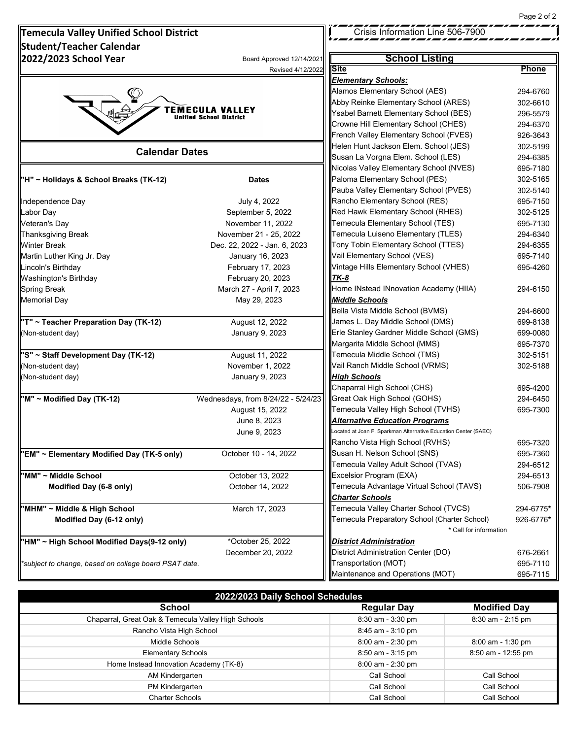# Temecula Valley Unified School District
## Student/Teacher Calendar
## 2022/2023 School Year

Board Approved 12/14/2021

Revised 4/12/2022

TEMECULA VALLEY
Unified School District

## Calendar Dates

| "H" ~ Holidays & School Breaks (TK-12) | Dates |
|---|---|
| Independence Day | July 4, 2022 |
| Labor Day | September 5, 2022 |
| Veteran's Day | November 11, 2022 |
| Thanksgiving Break | November 21 - 25, 2022 |
| Winter Break | Dec. 22, 2022 - Jan. 6, 2023 |
| Martin Luther King Jr. Day | January 16, 2023 |
| Lincoln's Birthday | February 17, 2023 |
| Washington's Birthday | February 20, 2023 |
| Spring Break | March 27 - April 7, 2023 |
| Memorial Day | May 29, 2023 |

| | |
|---|---|
| **"T" ~ Teacher Preparation Day (TK-12)** | August 12, 2022 |
| (Non-student day) | January 9, 2023 |
| **"S" ~ Staff Development Day (TK-12)** | August 11, 2022 |
| (Non-student day) | November 1, 2022 |
| (Non-student day) | January 9, 2023 |
| **"M" ~ Modified Day (TK-12)** | Wednesdays, from 8/24/22 - 5/24/23 |
| | August 15, 2022 |
| | June 8, 2023 |
| | June 9, 2023 |
| **"EM" ~ Elementary Modified Day (TK-5 only)** | October 10 - 14, 2022 |
| **"MM" ~ Middle School Modified Day (6-8 only)** | October 13, 2022 |
| | October 14, 2022 |
| **"MHM" ~ Middle & High School Modified Day (6-12 only)** | March 17, 2023 |
| **"HM" ~ High School Modified Days(9-12 only)** | *October 25, 2022 |
| | December 20, 2022 |

*subject to change, based on college board PSAT date.

Crisis Information Line 506-7900

## School Listing

| Site | Phone |
|---|---|
| ***Elementary Schools:*** | |
| Alamos Elementary School (AES) | 294-6760 |
| Abby Reinke Elementary School (ARES) | 302-6610 |
| Ysabel Barnett Elementary School (BES) | 296-5579 |
| Crowne Hill Elementary School (CHES) | 294-6370 |
| French Valley Elementary School (FVES) | 926-3643 |
| Helen Hunt Jackson Elem. School (JES) | 302-5199 |
| Susan La Vorgna Elem. School (LES) | 294-6385 |
| Nicolas Valley Elementary School (NVES) | 695-7180 |
| Paloma Elementary School (PES) | 302-5165 |
| Pauba Valley Elementary School (PVES) | 302-5140 |
| Rancho Elementary School (RES) | 695-7150 |
| Red Hawk Elementary School (RHES) | 302-5125 |
| Temecula Elementary School (TES) | 695-7130 |
| Temecula Luiseno Elementary (TLES) | 294-6340 |
| Tony Tobin Elementary School (TTES) | 294-6355 |
| Vail Elementary School (VES) | 695-7140 |
| Vintage Hills Elementary School (VHES) | 695-4260 |
| ***TK-8*** | |
| Home INstead INnovation Academy (HIIA) | 294-6150 |
| ***Middle Schools*** | |
| Bella Vista Middle School (BVMS) | 294-6600 |
| James L. Day Middle School (DMS) | 699-8138 |
| Erle Stanley Gardner Middle School (GMS) | 699-0080 |
| Margarita Middle School (MMS) | 695-7370 |
| Temecula Middle School (TMS) | 302-5151 |
| Vail Ranch Middle School (VRMS) | 302-5188 |
| ***High Schools*** | |
| Chaparral High School (CHS) | 695-4200 |
| Great Oak High School (GOHS) | 294-6450 |
| Temecula Valley High School (TVHS) | 695-7300 |
| ***Alternative Education Programs*** | |
| Located at Joan F. Sparkman Alternative Education Center (SAEC) | |
| Rancho Vista High School (RVHS) | 695-7320 |
| Susan H. Nelson School (SNS) | 695-7360 |
| Temecula Valley Adult School (TVAS) | 294-6512 |
| Excelsior Program (EXA) | 294-6513 |
| Temecula Advantage Virtual School (TAVS) | 506-7908 |
| ***Charter Schools*** | |
| Temecula Valley Charter School (TVCS) | 294-6775* |
| Temecula Preparatory School (Charter School) | 926-6776* |
| * Call for information | |
| ***District Administration*** | |
| District Administration Center (DO) | 676-2661 |
| Transportation (MOT) | 695-7110 |
| Maintenance and Operations (MOT) | 695-7115 |

## 2022/2023 Daily School Schedules

| School | Regular Day | Modified Day |
|---|---|---|
| Chaparral, Great Oak & Temecula Valley High Schools | 8:30 am - 3:30 pm | 8:30 am - 2:15 pm |
| Rancho Vista High School | 8:45 am - 3:10 pm | |
| Middle Schools | 8:00 am - 2:30 pm | 8:00 am - 1:30 pm |
| Elementary Schools | 8:50 am - 3:15 pm | 8:50 am - 12:55 pm |
| Home Instead Innovation Academy (TK-8) | 8:00 am - 2:30 pm | |
| AM Kindergarten | Call School | Call School |
| PM Kindergarten | Call School | Call School |
| Charter Schools | Call School | Call School |